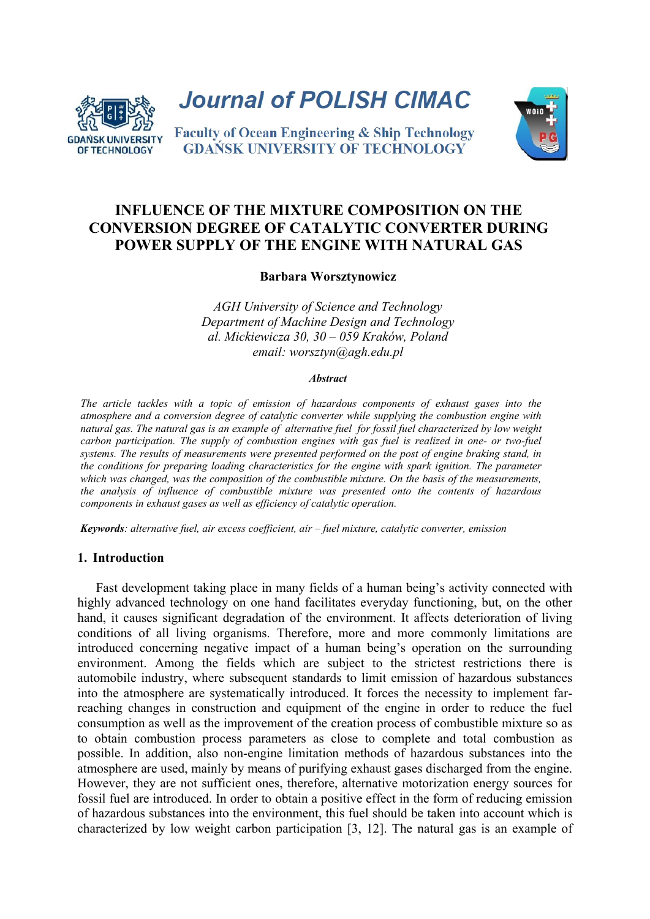# INFLUENCE OF THE MIXTURE COMPOSITION ON THE CONVERSION DEGREE OF CATALYTIC CONVERTER DURING POWER SUPPLY OF THE ENGINE WITH NATURAL GAS

**Barbara Worsztynowicz**

*AGH University of Science and Technology*
*Department of Machine Design and Technology*
*al. Mickiewicza 30, 30 – 059 Kraków, Poland*
*email: worsztyn@agh.edu.pl*

***Abstract***

*The article tackles with a topic of emission of hazardous components of exhaust gases into the atmosphere and a conversion degree of catalytic converter while supplying the combustion engine with natural gas. The natural gas is an example of alternative fuel for fossil fuel characterized by low weight carbon participation. The supply of combustion engines with gas fuel is realized in one- or two-fuel systems. The results of measurements were presented performed on the post of engine braking stand, in the conditions for preparing loading characteristics for the engine with spark ignition. The parameter which was changed, was the composition of the combustible mixture. On the basis of the measurements, the analysis of influence of combustible mixture was presented onto the contents of hazardous components in exhaust gases as well as efficiency of catalytic operation.*

***Keywords****: alternative fuel, air excess coefficient, air – fuel mixture, catalytic converter, emission*

## 1. Introduction

Fast development taking place in many fields of a human being's activity connected with highly advanced technology on one hand facilitates everyday functioning, but, on the other hand, it causes significant degradation of the environment. It affects deterioration of living conditions of all living organisms. Therefore, more and more commonly limitations are introduced concerning negative impact of a human being's operation on the surrounding environment. Among the fields which are subject to the strictest restrictions there is automobile industry, where subsequent standards to limit emission of hazardous substances into the atmosphere are systematically introduced. It forces the necessity to implement far-reaching changes in construction and equipment of the engine in order to reduce the fuel consumption as well as the improvement of the creation process of combustible mixture so as to obtain combustion process parameters as close to complete and total combustion as possible. In addition, also non-engine limitation methods of hazardous substances into the atmosphere are used, mainly by means of purifying exhaust gases discharged from the engine. However, they are not sufficient ones, therefore, alternative motorization energy sources for fossil fuel are introduced. In order to obtain a positive effect in the form of reducing emission of hazardous substances into the environment, this fuel should be taken into account which is characterized by low weight carbon participation [3, 12]. The natural gas is an example of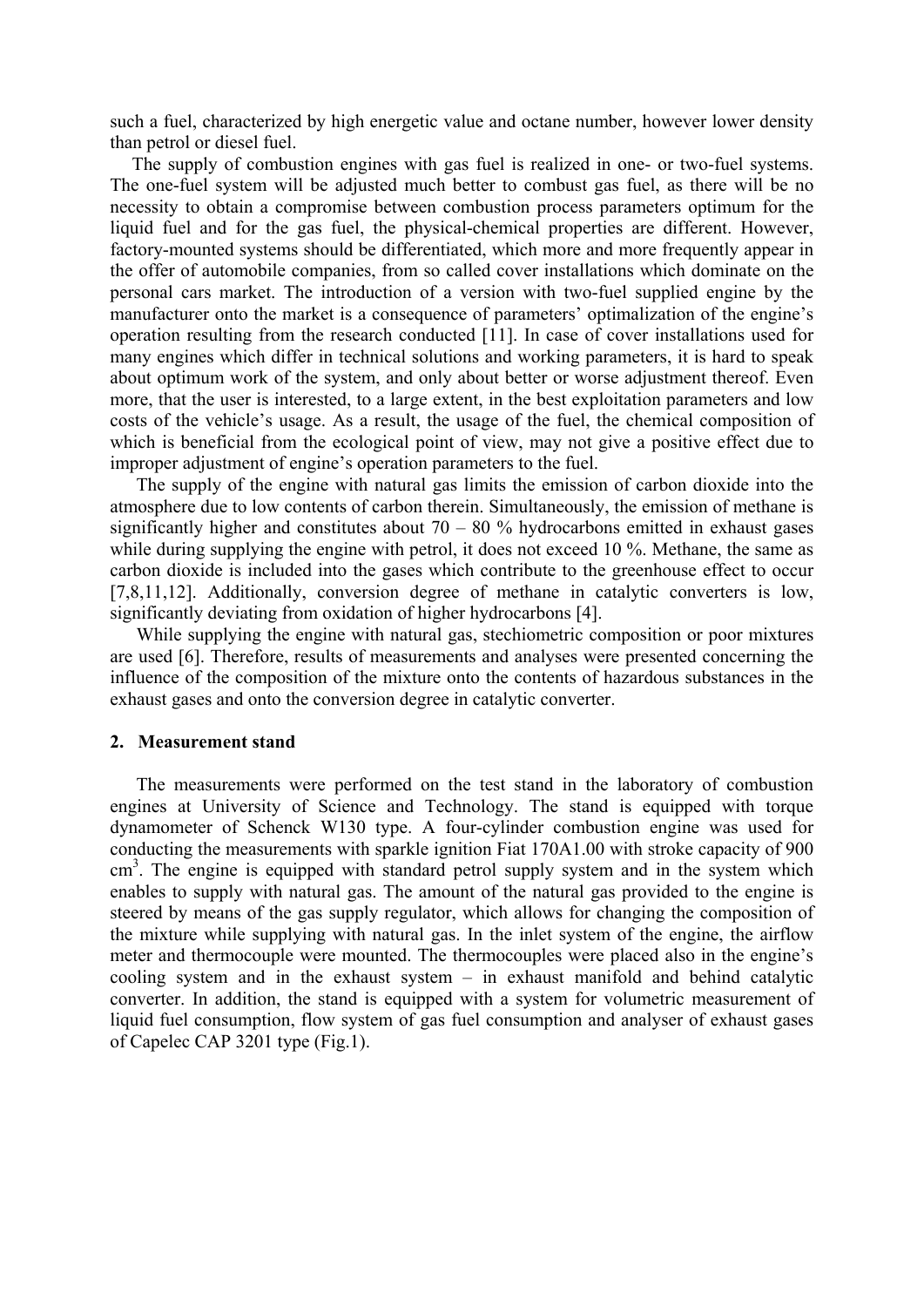such a fuel, characterized by high energetic value and octane number, however lower density than petrol or diesel fuel.

The supply of combustion engines with gas fuel is realized in one- or two-fuel systems. The one-fuel system will be adjusted much better to combust gas fuel, as there will be no necessity to obtain a compromise between combustion process parameters optimum for the liquid fuel and for the gas fuel, the physical-chemical properties are different. However, factory-mounted systems should be differentiated, which more and more frequently appear in the offer of automobile companies, from so called cover installations which dominate on the personal cars market. The introduction of a version with two-fuel supplied engine by the manufacturer onto the market is a consequence of parameters' optimalization of the engine's operation resulting from the research conducted [11]. In case of cover installations used for many engines which differ in technical solutions and working parameters, it is hard to speak about optimum work of the system, and only about better or worse adjustment thereof. Even more, that the user is interested, to a large extent, in the best exploitation parameters and low costs of the vehicle's usage. As a result, the usage of the fuel, the chemical composition of which is beneficial from the ecological point of view, may not give a positive effect due to improper adjustment of engine's operation parameters to the fuel.

The supply of the engine with natural gas limits the emission of carbon dioxide into the atmosphere due to low contents of carbon therein. Simultaneously, the emission of methane is significantly higher and constitutes about 70 – 80 % hydrocarbons emitted in exhaust gases while during supplying the engine with petrol, it does not exceed 10 %. Methane, the same as carbon dioxide is included into the gases which contribute to the greenhouse effect to occur [7,8,11,12]. Additionally, conversion degree of methane in catalytic converters is low, significantly deviating from oxidation of higher hydrocarbons [4].

While supplying the engine with natural gas, stechiometric composition or poor mixtures are used [6]. Therefore, results of measurements and analyses were presented concerning the influence of the composition of the mixture onto the contents of hazardous substances in the exhaust gases and onto the conversion degree in catalytic converter.

## 2. Measurement stand

The measurements were performed on the test stand in the laboratory of combustion engines at University of Science and Technology. The stand is equipped with torque dynamometer of Schenck W130 type. A four-cylinder combustion engine was used for conducting the measurements with sparkle ignition Fiat 170A1.00 with stroke capacity of 900 $cm^3$. The engine is equipped with standard petrol supply system and in the system which enables to supply with natural gas. The amount of the natural gas provided to the engine is steered by means of the gas supply regulator, which allows for changing the composition of the mixture while supplying with natural gas. In the inlet system of the engine, the airflow meter and thermocouple were mounted. The thermocouples were placed also in the engine's cooling system and in the exhaust system – in exhaust manifold and behind catalytic converter. In addition, the stand is equipped with a system for volumetric measurement of liquid fuel consumption, flow system of gas fuel consumption and analyser of exhaust gases of Capelec CAP 3201 type (Fig.1).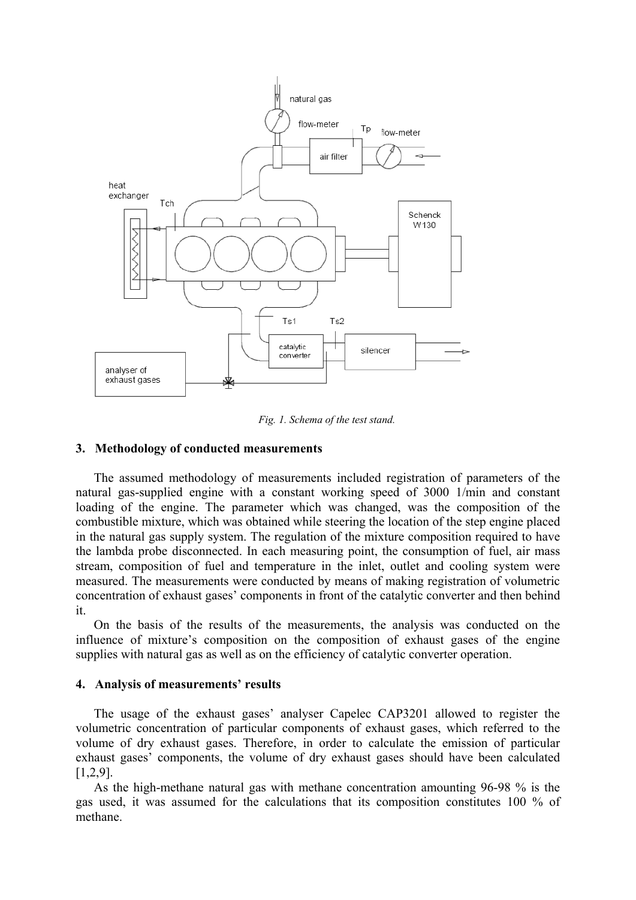*Fig. 1. Schema of the test stand.*

## 3. Methodology of conducted measurements

The assumed methodology of measurements included registration of parameters of the natural gas-supplied engine with a constant working speed of 3000 1/min and constant loading of the engine. The parameter which was changed, was the composition of the combustible mixture, which was obtained while steering the location of the step engine placed in the natural gas supply system. The regulation of the mixture composition required to have the lambda probe disconnected. In each measuring point, the consumption of fuel, air mass stream, composition of fuel and temperature in the inlet, outlet and cooling system were measured. The measurements were conducted by means of making registration of volumetric concentration of exhaust gases' components in front of the catalytic converter and then behind it.

On the basis of the results of the measurements, the analysis was conducted on the influence of mixture's composition on the composition of exhaust gases of the engine supplies with natural gas as well as on the efficiency of catalytic converter operation.

## 4. Analysis of measurements' results

The usage of the exhaust gases' analyser Capelec CAP3201 allowed to register the volumetric concentration of particular components of exhaust gases, which referred to the volume of dry exhaust gases. Therefore, in order to calculate the emission of particular exhaust gases' components, the volume of dry exhaust gases should have been calculated [1,2,9].

As the high-methane natural gas with methane concentration amounting 96-98 % is the gas used, it was assumed for the calculations that its composition constitutes 100 % of methane.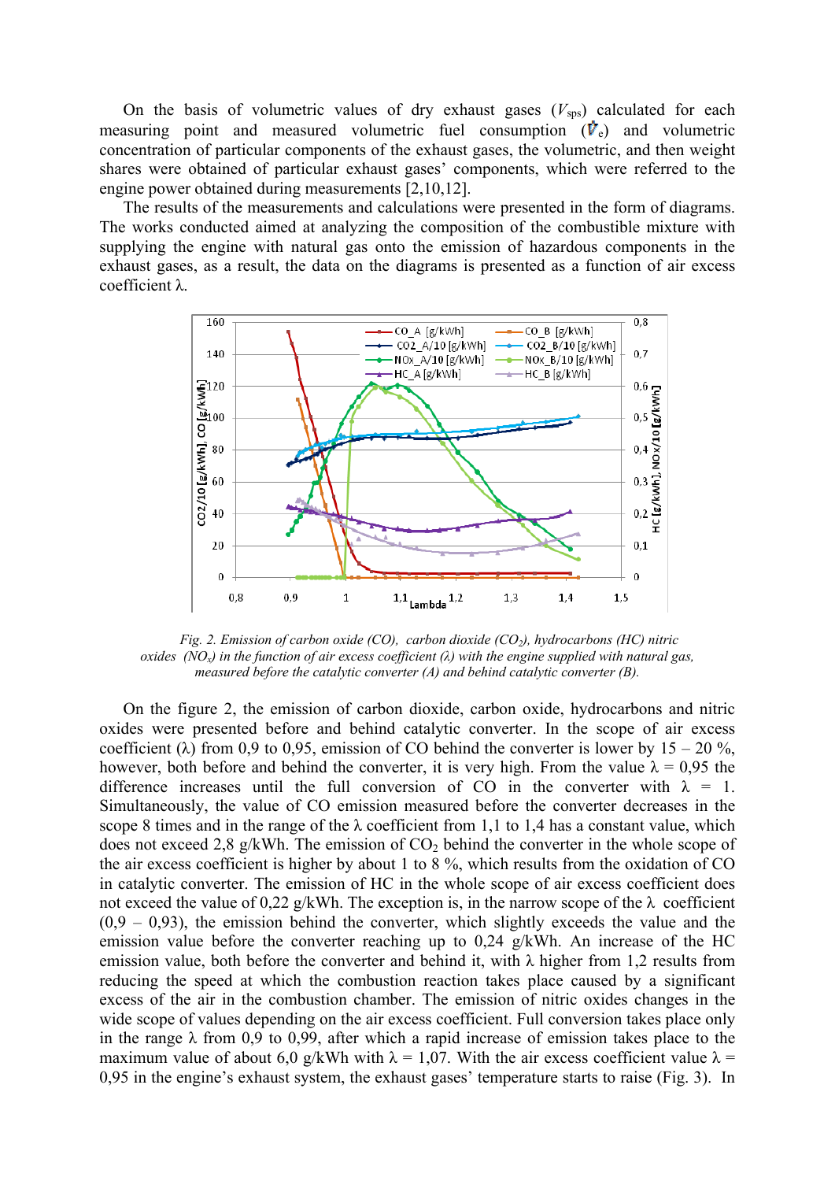On the basis of volumetric values of dry exhaust gases ($V_{sps}$) calculated for each measuring point and measured volumetric fuel consumption ($\dot{V}_e$) and volumetric concentration of particular components of the exhaust gases, the volumetric, and then weight shares were obtained of particular exhaust gases' components, which were referred to the engine power obtained during measurements [2,10,12].

The results of the measurements and calculations were presented in the form of diagrams. The works conducted aimed at analyzing the composition of the combustible mixture with supplying the engine with natural gas onto the emission of hazardous components in the exhaust gases, as a result, the data on the diagrams is presented as a function of air excess coefficient λ.

*Fig. 2. Emission of carbon oxide (CO), carbon dioxide ($CO_2$), hydrocarbons (HC) nitric oxides ($NO_x$) in the function of air excess coefficient (λ) with the engine supplied with natural gas, measured before the catalytic converter (A) and behind catalytic converter (B).*

On the figure 2, the emission of carbon dioxide, carbon oxide, hydrocarbons and nitric oxides were presented before and behind catalytic converter. In the scope of air excess coefficient (λ) from 0,9 to 0,95, emission of CO behind the converter is lower by 15 – 20 %, however, both before and behind the converter, it is very high. From the value λ = 0,95 the difference increases until the full conversion of CO in the converter with λ = 1. Simultaneously, the value of CO emission measured before the converter decreases in the scope 8 times and in the range of the λ coefficient from 1,1 to 1,4 has a constant value, which does not exceed 2,8 g/kWh. The emission of $CO_2$ behind the converter in the whole scope of the air excess coefficient is higher by about 1 to 8 %, which results from the oxidation of CO in catalytic converter. The emission of HC in the whole scope of air excess coefficient does not exceed the value of 0,22 g/kWh. The exception is, in the narrow scope of the λ coefficient (0,9 – 0,93), the emission behind the converter, which slightly exceeds the value and the emission value before the converter reaching up to 0,24 g/kWh. An increase of the HC emission value, both before the converter and behind it, with λ higher from 1,2 results from reducing the speed at which the combustion reaction takes place caused by a significant excess of the air in the combustion chamber. The emission of nitric oxides changes in the wide scope of values depending on the air excess coefficient. Full conversion takes place only in the range λ from 0,9 to 0,99, after which a rapid increase of emission takes place to the maximum value of about 6,0 g/kWh with λ = 1,07. With the air excess coefficient value λ = 0,95 in the engine's exhaust system, the exhaust gases' temperature starts to raise (Fig. 3). In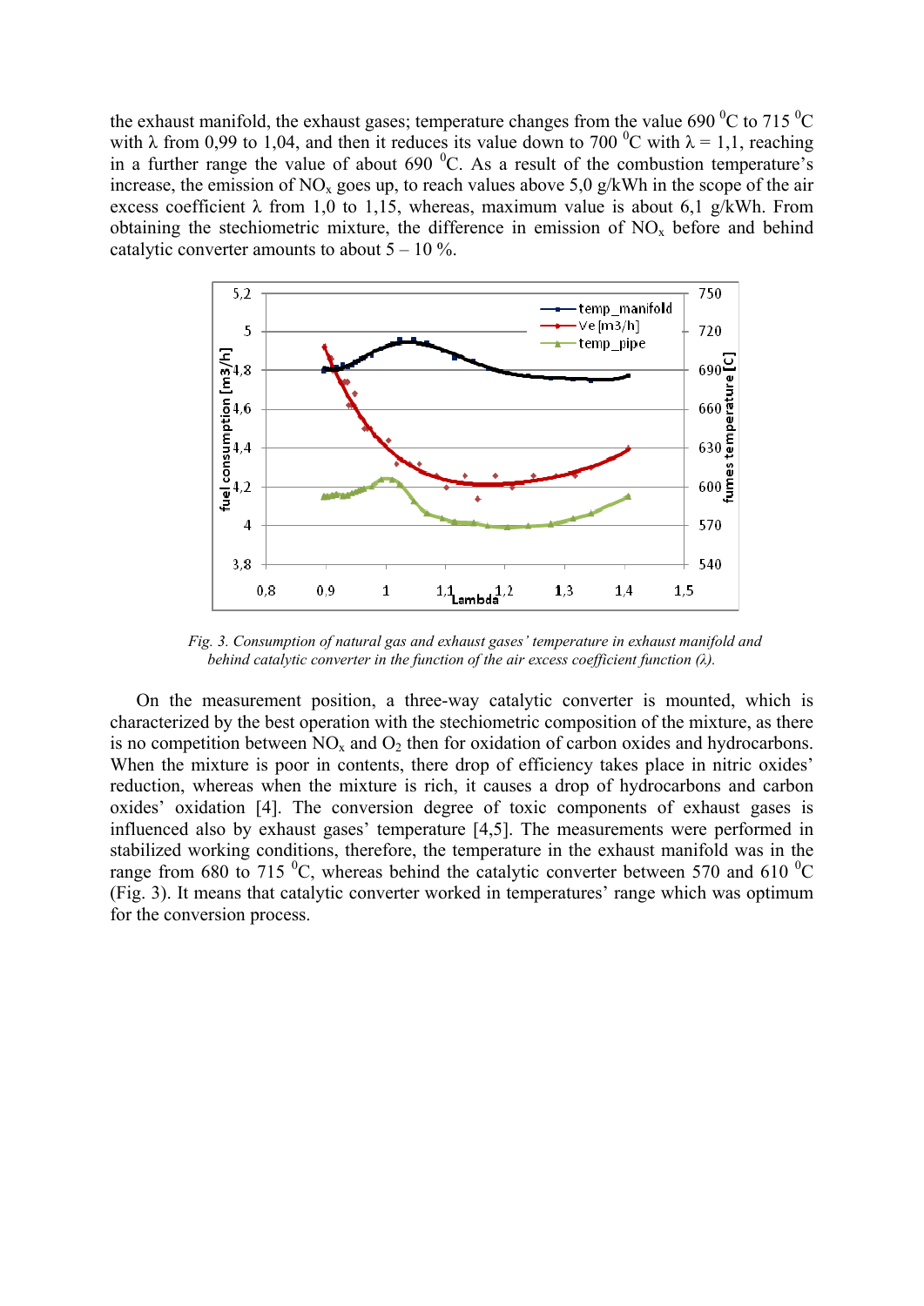the exhaust manifold, the exhaust gases; temperature changes from the value 690 $^0$C to 715 $^0$C with λ from 0,99 to 1,04, and then it reduces its value down to 700 $^0$C with λ = 1,1, reaching in a further range the value of about 690 $^0$C. As a result of the combustion temperature's increase, the emission of $NO_x$ goes up, to reach values above 5,0 g/kWh in the scope of the air excess coefficient λ from 1,0 to 1,15, whereas, maximum value is about 6,1 g/kWh. From obtaining the stechiometric mixture, the difference in emission of $NO_x$ before and behind catalytic converter amounts to about 5 – 10 %.

*Fig. 3. Consumption of natural gas and exhaust gases' temperature in exhaust manifold and behind catalytic converter in the function of the air excess coefficient function (λ).*

On the measurement position, a three-way catalytic converter is mounted, which is characterized by the best operation with the stechiometric composition of the mixture, as there is no competition between $NO_x$ and $O_2$ then for oxidation of carbon oxides and hydrocarbons. When the mixture is poor in contents, there drop of efficiency takes place in nitric oxides' reduction, whereas when the mixture is rich, it causes a drop of hydrocarbons and carbon oxides' oxidation [4]. The conversion degree of toxic components of exhaust gases is influenced also by exhaust gases' temperature [4,5]. The measurements were performed in stabilized working conditions, therefore, the temperature in the exhaust manifold was in the range from 680 to 715 $^0$C, whereas behind the catalytic converter between 570 and 610 $^0$C (Fig. 3). It means that catalytic converter worked in temperatures' range which was optimum for the conversion process.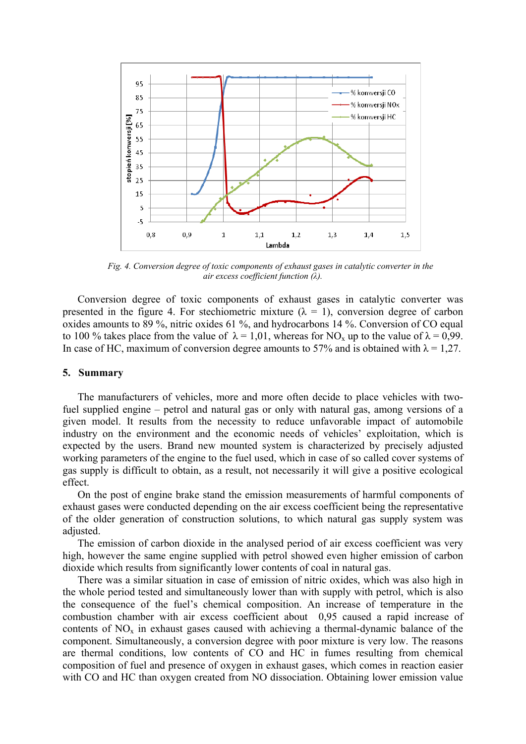*Fig. 4. Conversion degree of toxic components of exhaust gases in catalytic converter in the air excess coefficient function (λ).*

Conversion degree of toxic components of exhaust gases in catalytic converter was presented in the figure 4. For stechiometric mixture (λ = 1), conversion degree of carbon oxides amounts to 89 %, nitric oxides 61 %, and hydrocarbons 14 %. Conversion of CO equal to 100 % takes place from the value of λ = 1,01, whereas for $NO_x$ up to the value of λ = 0,99. In case of HC, maximum of conversion degree amounts to 57% and is obtained with λ = 1,27.

## 5. Summary

The manufacturers of vehicles, more and more often decide to place vehicles with two-fuel supplied engine – petrol and natural gas or only with natural gas, among versions of a given model. It results from the necessity to reduce unfavorable impact of automobile industry on the environment and the economic needs of vehicles' exploitation, which is expected by the users. Brand new mounted system is characterized by precisely adjusted working parameters of the engine to the fuel used, which in case of so called cover systems of gas supply is difficult to obtain, as a result, not necessarily it will give a positive ecological effect.

On the post of engine brake stand the emission measurements of harmful components of exhaust gases were conducted depending on the air excess coefficient being the representative of the older generation of construction solutions, to which natural gas supply system was adjusted.

The emission of carbon dioxide in the analysed period of air excess coefficient was very high, however the same engine supplied with petrol showed even higher emission of carbon dioxide which results from significantly lower contents of coal in natural gas.

There was a similar situation in case of emission of nitric oxides, which was also high in the whole period tested and simultaneously lower than with supply with petrol, which is also the consequence of the fuel's chemical composition. An increase of temperature in the combustion chamber with air excess coefficient about 0,95 caused a rapid increase of contents of $NO_x$ in exhaust gases caused with achieving a thermal-dynamic balance of the component. Simultaneously, a conversion degree with poor mixture is very low. The reasons are thermal conditions, low contents of CO and HC in fumes resulting from chemical composition of fuel and presence of oxygen in exhaust gases, which comes in reaction easier with CO and HC than oxygen created from NO dissociation. Obtaining lower emission value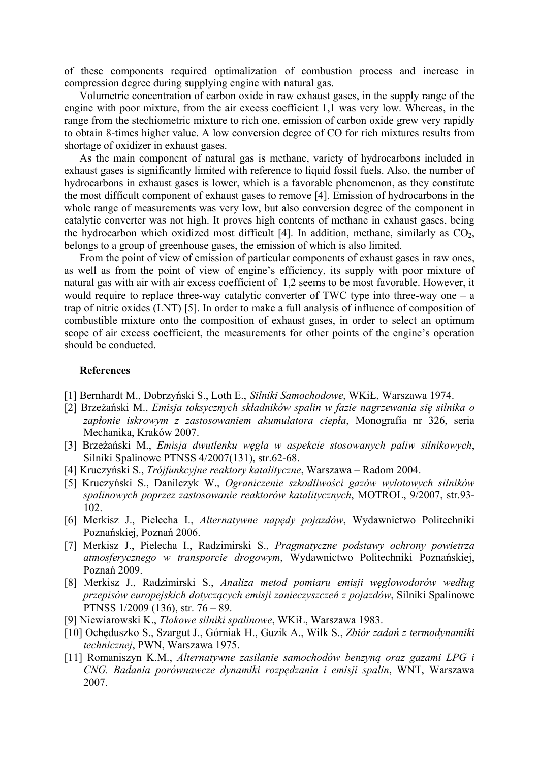of these components required optimalization of combustion process and increase in compression degree during supplying engine with natural gas.

Volumetric concentration of carbon oxide in raw exhaust gases, in the supply range of the engine with poor mixture, from the air excess coefficient 1,1 was very low. Whereas, in the range from the stechiometric mixture to rich one, emission of carbon oxide grew very rapidly to obtain 8-times higher value. A low conversion degree of CO for rich mixtures results from shortage of oxidizer in exhaust gases.

As the main component of natural gas is methane, variety of hydrocarbons included in exhaust gases is significantly limited with reference to liquid fossil fuels. Also, the number of hydrocarbons in exhaust gases is lower, which is a favorable phenomenon, as they constitute the most difficult component of exhaust gases to remove [4]. Emission of hydrocarbons in the whole range of measurements was very low, but also conversion degree of the component in catalytic converter was not high. It proves high contents of methane in exhaust gases, being the hydrocarbon which oxidized most difficult [4]. In addition, methane, similarly as $CO_2$, belongs to a group of greenhouse gases, the emission of which is also limited.

From the point of view of emission of particular components of exhaust gases in raw ones, as well as from the point of view of engine's efficiency, its supply with poor mixture of natural gas with air with air excess coefficient of 1,2 seems to be most favorable. However, it would require to replace three-way catalytic converter of TWC type into three-way one – a trap of nitric oxides (LNT) [5]. In order to make a full analysis of influence of composition of combustible mixture onto the composition of exhaust gases, in order to select an optimum scope of air excess coefficient, the measurements for other points of the engine's operation should be conducted.

**References**

[1] Bernhardt M., Dobrzyński S., Loth E., *Silniki Samochodowe*, WKiŁ, Warszawa 1974.

[2] Brzeżański M., *Emisja toksycznych składników spalin w fazie nagrzewania się silnika o zapłonie iskrowym z zastosowaniem akumulatora ciepła*, Monografia nr 326, seria Mechanika, Kraków 2007.

[3] Brzeżański M., *Emisja dwutlenku węgla w aspekcie stosowanych paliw silnikowych*, Silniki Spalinowe PTNSS 4/2007(131), str.62-68.

[4] Kruczyński S., *Trójfunkcyjne reaktory katalityczne*, Warszawa – Radom 2004.

[5] Kruczyński S., Danilczyk W., *Ograniczenie szkodliwości gazów wylotowych silników spalinowych poprzez zastosowanie reaktorów katalitycznych*, MOTROL, 9/2007, str.93-102.

[6] Merkisz J., Pielecha I., *Alternatywne napędy pojazdów*, Wydawnictwo Politechniki Poznańskiej, Poznań 2006.

[7] Merkisz J., Pielecha I., Radzimirski S., *Pragmatyczne podstawy ochrony powietrza atmosferycznego w transporcie drogowym*, Wydawnictwo Politechniki Poznańskiej, Poznań 2009.

[8] Merkisz J., Radzimirski S., *Analiza metod pomiaru emisji węglowodorów według przepisów europejskich dotyczących emisji zanieczyszczeń z pojazdów*, Silniki Spalinowe PTNSS 1/2009 (136), str. 76 – 89.

[9] Niewiarowski K., *Tłokowe silniki spalinowe*, WKiŁ, Warszawa 1983.

[10] Ochęduszko S., Szargut J., Górniak H., Guzik A., Wilk S., *Zbiór zadań z termodynamiki technicznej*, PWN, Warszawa 1975.

[11] Romaniszyn K.M., *Alternatywne zasilanie samochodów benzyną oraz gazami LPG i CNG. Badania porównawcze dynamiki rozpędzania i emisji spalin*, WNT, Warszawa 2007.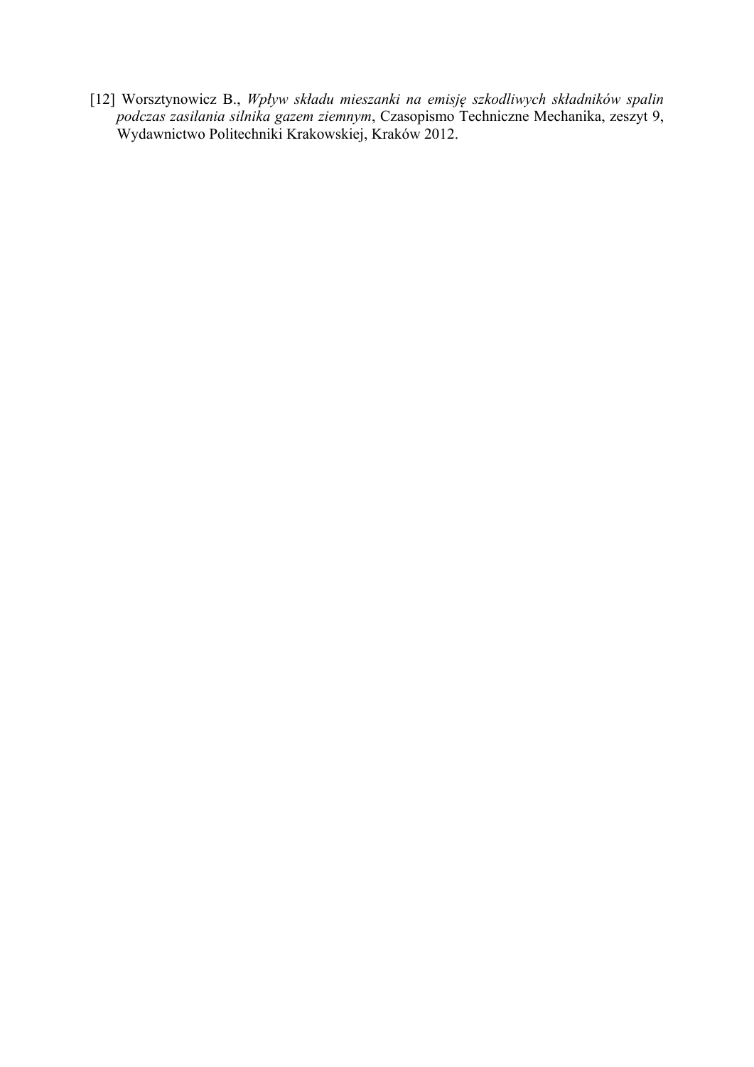[12] Worsztynowicz B., *Wpływ składu mieszanki na emisję szkodliwych składników spalin podczas zasilania silnika gazem ziemnym*, Czasopismo Techniczne Mechanika, zeszyt 9, Wydawnictwo Politechniki Krakowskiej, Kraków 2012.